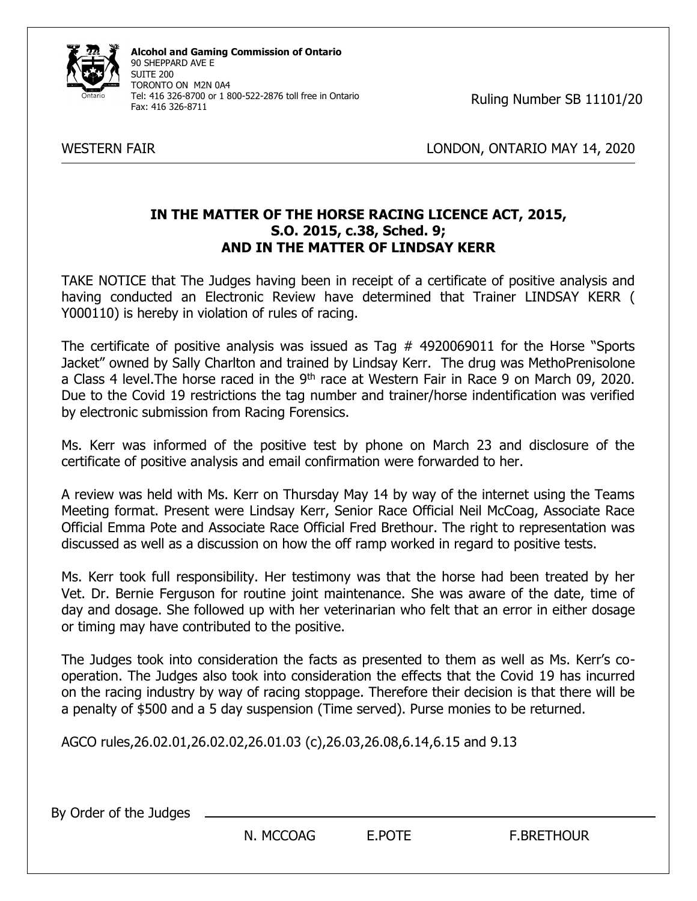**Alcohol and Gaming Commission of Ontario**
90 SHEPPARD AVE E
SUITE 200
TORONTO ON M2N 0A4
Tel: 416 326-8700 or 1 800-522-2876 toll free in Ontario
Fax: 416 326-8711

Ruling Number SB 11101/20

WESTERN FAIR LONDON, ONTARIO MAY 14, 2020

**IN THE MATTER OF THE HORSE RACING LICENCE ACT, 2015, S.O. 2015, c.38, Sched. 9; AND IN THE MATTER OF LINDSAY KERR**

TAKE NOTICE that The Judges having been in receipt of a certificate of positive analysis and having conducted an Electronic Review have determined that Trainer LINDSAY KERR ( Y000110) is hereby in violation of rules of racing.

The certificate of positive analysis was issued as Tag # 4920069011 for the Horse "Sports Jacket" owned by Sally Charlton and trained by Lindsay Kerr. The drug was MethoPrenisolone a Class 4 level.The horse raced in the 9th race at Western Fair in Race 9 on March 09, 2020. Due to the Covid 19 restrictions the tag number and trainer/horse indentification was verified by electronic submission from Racing Forensics.

Ms. Kerr was informed of the positive test by phone on March 23 and disclosure of the certificate of positive analysis and email confirmation were forwarded to her.

A review was held with Ms. Kerr on Thursday May 14 by way of the internet using the Teams Meeting format. Present were Lindsay Kerr, Senior Race Official Neil McCoag, Associate Race Official Emma Pote and Associate Race Official Fred Brethour. The right to representation was discussed as well as a discussion on how the off ramp worked in regard to positive tests.

Ms. Kerr took full responsibility. Her testimony was that the horse had been treated by her Vet. Dr. Bernie Ferguson for routine joint maintenance. She was aware of the date, time of day and dosage. She followed up with her veterinarian who felt that an error in either dosage or timing may have contributed to the positive.

The Judges took into consideration the facts as presented to them as well as Ms. Kerr's co-operation. The Judges also took into consideration the effects that the Covid 19 has incurred on the racing industry by way of racing stoppage. Therefore their decision is that there will be a penalty of $500 and a 5 day suspension (Time served). Purse monies to be returned.

AGCO rules,26.02.01,26.02.02,26.01.03 (c),26.03,26.08,6.14,6.15 and 9.13

By Order of the Judges

N. MCCOAG E.POTE F.BRETHOUR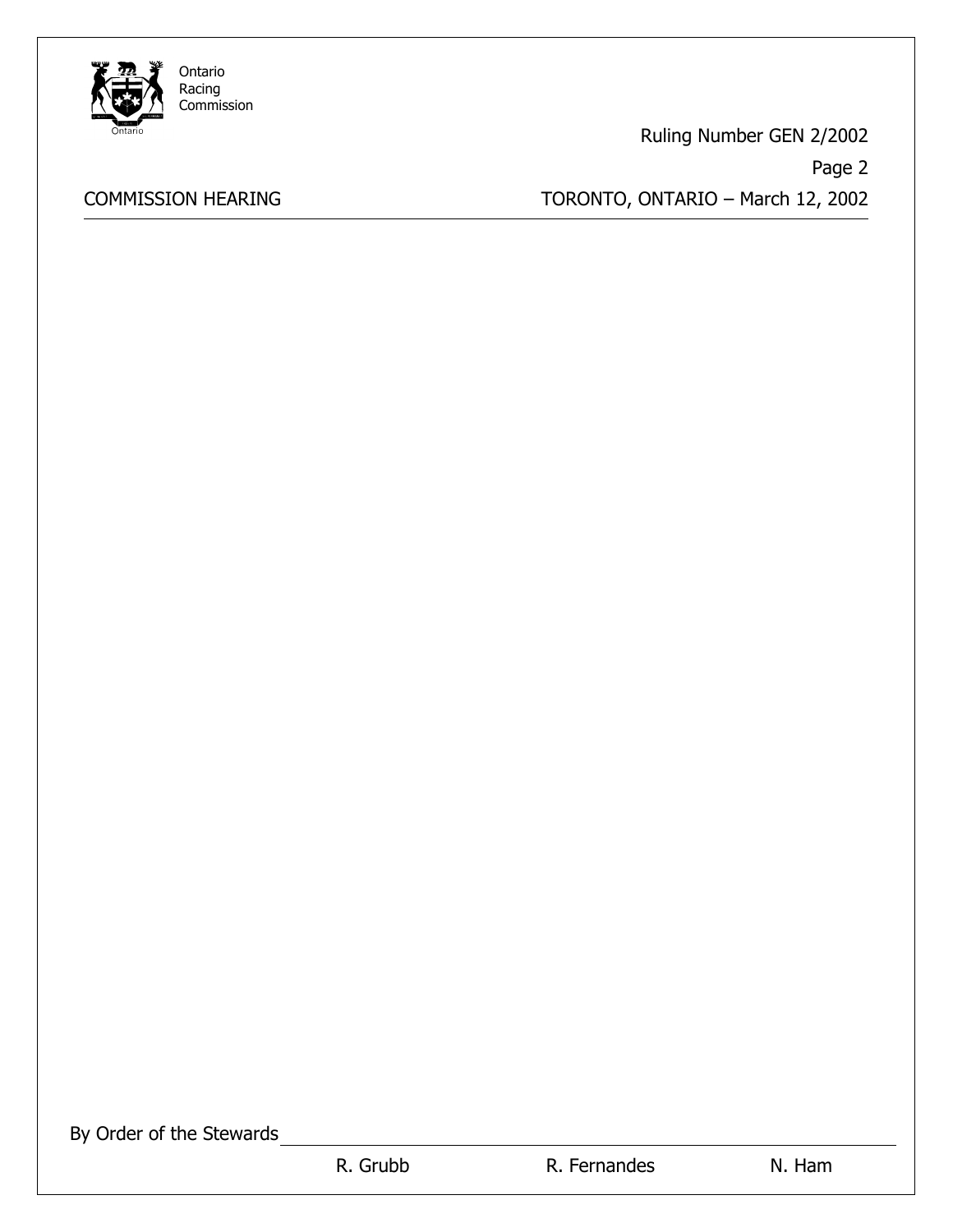By Order of the Stewards

R. Grubb R. Fernandes N. Ham